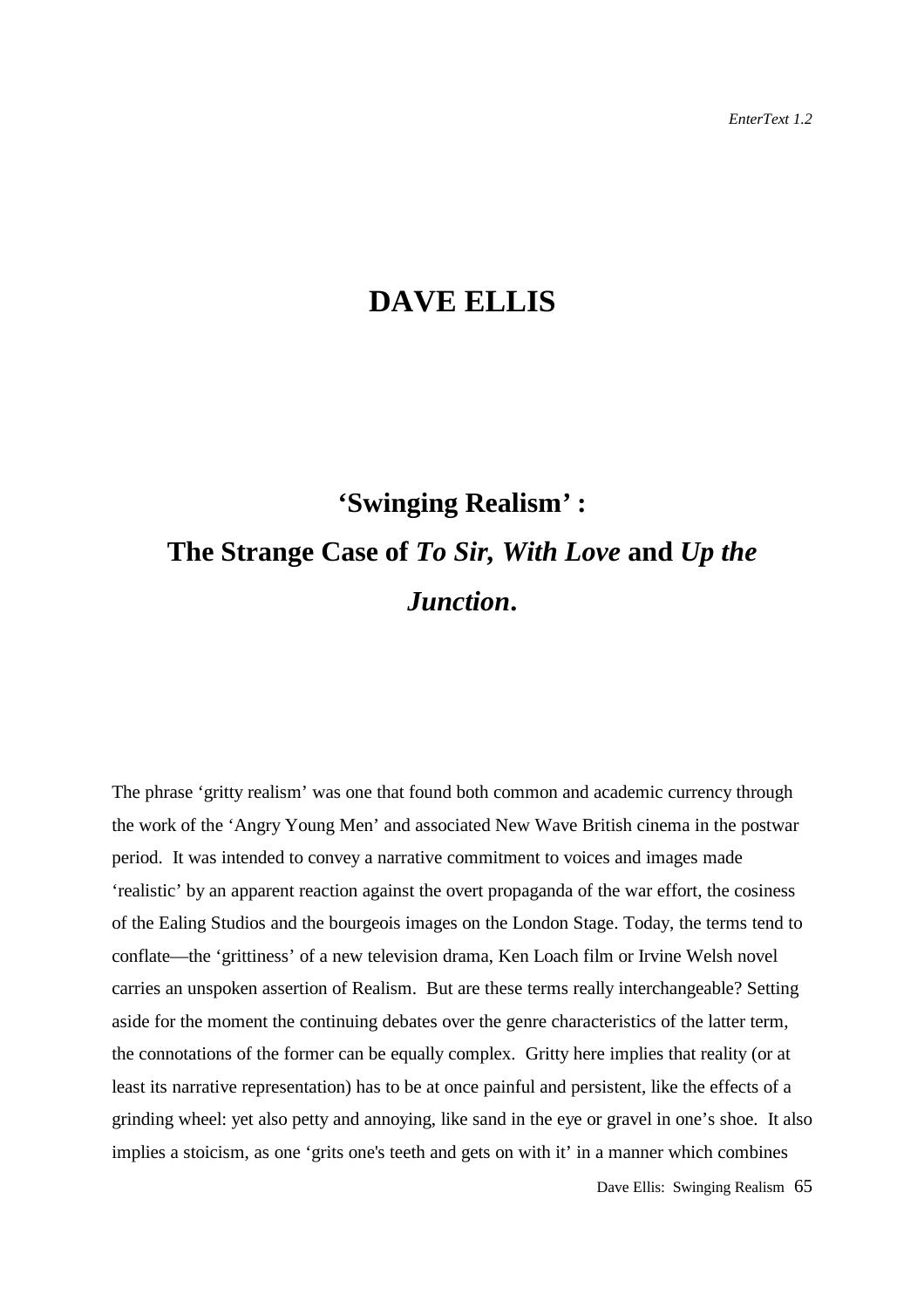# DAVE ELLIS

## 'Swinging Realism' : The Strange Case of *To Sir, With Love* and *Up the Junction*.

The phrase 'gritty realism' was one that found both common and academic currency through the work of the 'Angry Young Men' and associated New Wave British cinema in the postwar period. It was intended to convey a narrative commitment to voices and images made 'realistic' by an apparent reaction against the overt propaganda of the war effort, the cosiness of the Ealing Studios and the bourgeois images on the London Stage. Today, the terms tend to conflate—the 'grittiness' of a new television drama, Ken Loach film or Irvine Welsh novel carries an unspoken assertion of Realism. But are these terms really interchangeable? Setting aside for the moment the continuing debates over the genre characteristics of the latter term, the connotations of the former can be equally complex. Gritty here implies that reality (or at least its narrative representation) has to be at once painful and persistent, like the effects of a grinding wheel: yet also petty and annoying, like sand in the eye or gravel in one's shoe. It also implies a stoicism, as one 'grits one's teeth and gets on with it' in a manner which combines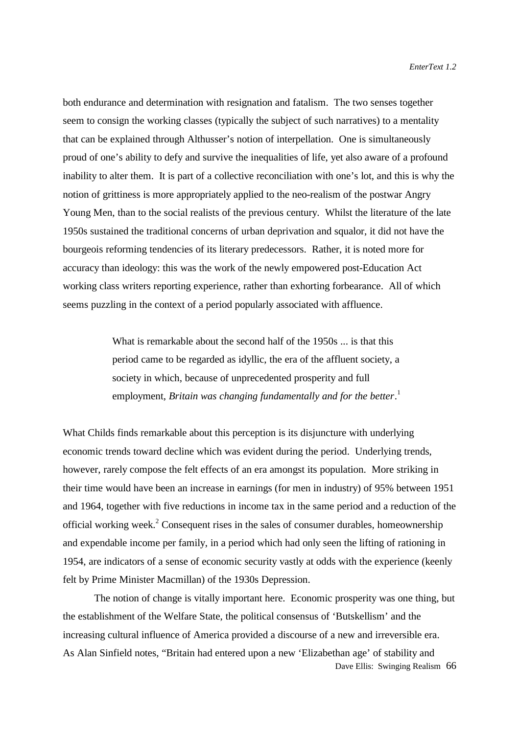both endurance and determination with resignation and fatalism. The two senses together seem to consign the working classes (typically the subject of such narratives) to a mentality that can be explained through Althusser's notion of interpellation. One is simultaneously proud of one's ability to defy and survive the inequalities of life, yet also aware of a profound inability to alter them. It is part of a collective reconciliation with one's lot, and this is why the notion of grittiness is more appropriately applied to the neo-realism of the postwar Angry Young Men, than to the social realists of the previous century. Whilst the literature of the late 1950s sustained the traditional concerns of urban deprivation and squalor, it did not have the bourgeois reforming tendencies of its literary predecessors. Rather, it is noted more for accuracy than ideology: this was the work of the newly empowered post-Education Act working class writers reporting experience, rather than exhorting forbearance. All of which seems puzzling in the context of a period popularly associated with affluence.

> What is remarkable about the second half of the 1950s ... is that this period came to be regarded as idyllic, the era of the affluent society, a society in which, because of unprecedented prosperity and full employment, *Britain was changing fundamentally and for the better*.[1]

What Childs finds remarkable about this perception is its disjuncture with underlying economic trends toward decline which was evident during the period. Underlying trends, however, rarely compose the felt effects of an era amongst its population. More striking in their time would have been an increase in earnings (for men in industry) of 95% between 1951 and 1964, together with five reductions in income tax in the same period and a reduction of the official working week.[2] Consequent rises in the sales of consumer durables, homeownership and expendable income per family, in a period which had only seen the lifting of rationing in 1954, are indicators of a sense of economic security vastly at odds with the experience (keenly felt by Prime Minister Macmillan) of the 1930s Depression.

The notion of change is vitally important here. Economic prosperity was one thing, but the establishment of the Welfare State, the political consensus of 'Butskellism' and the increasing cultural influence of America provided a discourse of a new and irreversible era. As Alan Sinfield notes, "Britain had entered upon a new 'Elizabethan age' of stability and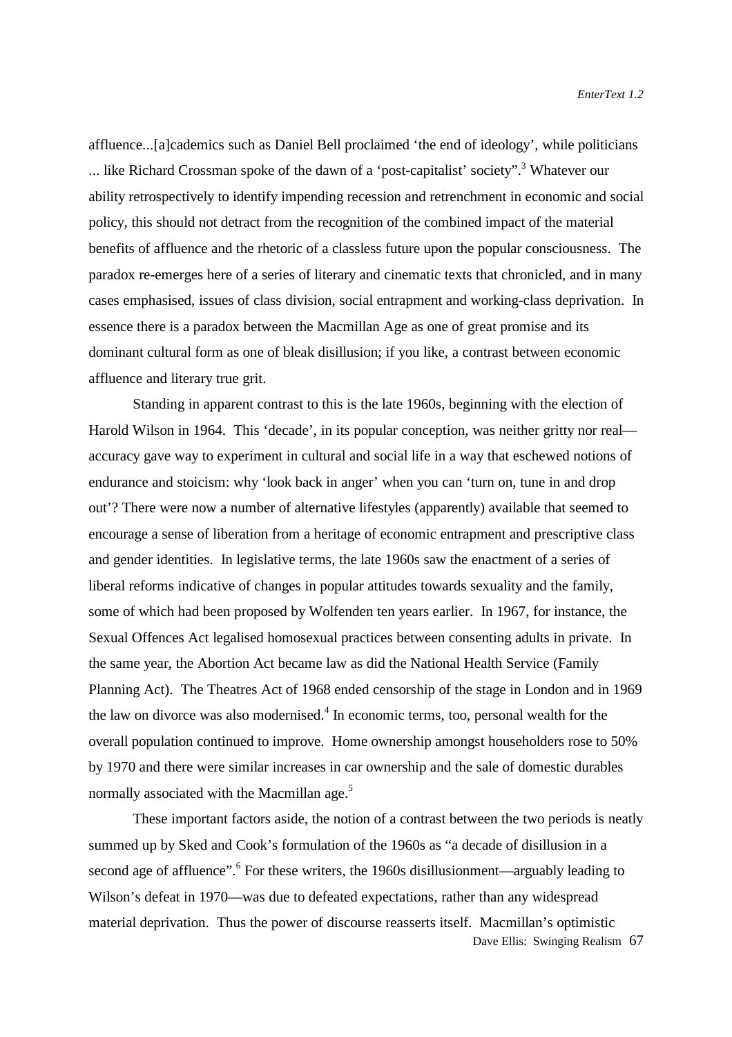affluence...[a]cademics such as Daniel Bell proclaimed 'the end of ideology', while politicians ... like Richard Crossman spoke of the dawn of a 'post-capitalist' society".[3] Whatever our ability retrospectively to identify impending recession and retrenchment in economic and social policy, this should not detract from the recognition of the combined impact of the material benefits of affluence and the rhetoric of a classless future upon the popular consciousness. The paradox re-emerges here of a series of literary and cinematic texts that chronicled, and in many cases emphasised, issues of class division, social entrapment and working-class deprivation. In essence there is a paradox between the Macmillan Age as one of great promise and its dominant cultural form as one of bleak disillusion; if you like, a contrast between economic affluence and literary true grit.

Standing in apparent contrast to this is the late 1960s, beginning with the election of Harold Wilson in 1964. This 'decade', in its popular conception, was neither gritty nor real—accuracy gave way to experiment in cultural and social life in a way that eschewed notions of endurance and stoicism: why 'look back in anger' when you can 'turn on, tune in and drop out'? There were now a number of alternative lifestyles (apparently) available that seemed to encourage a sense of liberation from a heritage of economic entrapment and prescriptive class and gender identities. In legislative terms, the late 1960s saw the enactment of a series of liberal reforms indicative of changes in popular attitudes towards sexuality and the family, some of which had been proposed by Wolfenden ten years earlier. In 1967, for instance, the Sexual Offences Act legalised homosexual practices between consenting adults in private. In the same year, the Abortion Act became law as did the National Health Service (Family Planning Act). The Theatres Act of 1968 ended censorship of the stage in London and in 1969 the law on divorce was also modernised.[4] In economic terms, too, personal wealth for the overall population continued to improve. Home ownership amongst householders rose to 50% by 1970 and there were similar increases in car ownership and the sale of domestic durables normally associated with the Macmillan age.[5]

These important factors aside, the notion of a contrast between the two periods is neatly summed up by Sked and Cook's formulation of the 1960s as "a decade of disillusion in a second age of affluence".[6] For these writers, the 1960s disillusionment—arguably leading to Wilson's defeat in 1970—was due to defeated expectations, rather than any widespread material deprivation. Thus the power of discourse reasserts itself. Macmillan's optimistic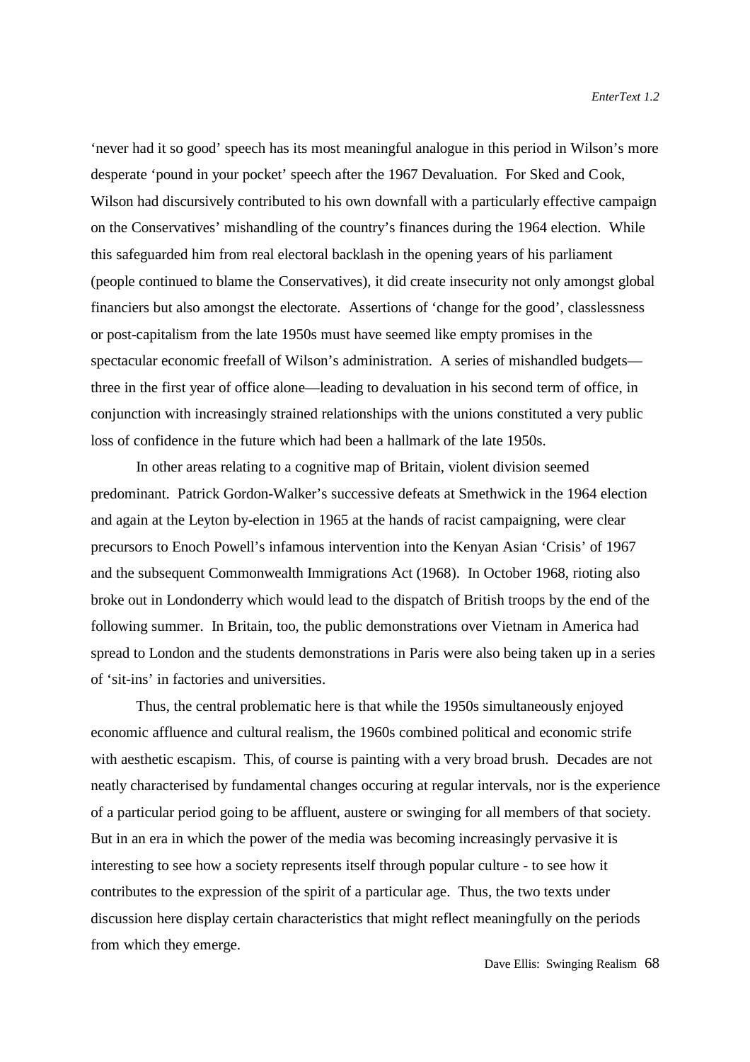'never had it so good' speech has its most meaningful analogue in this period in Wilson's more desperate 'pound in your pocket' speech after the 1967 Devaluation. For Sked and Cook, Wilson had discursively contributed to his own downfall with a particularly effective campaign on the Conservatives' mishandling of the country's finances during the 1964 election. While this safeguarded him from real electoral backlash in the opening years of his parliament (people continued to blame the Conservatives), it did create insecurity not only amongst global financiers but also amongst the electorate. Assertions of 'change for the good', classlessness or post-capitalism from the late 1950s must have seemed like empty promises in the spectacular economic freefall of Wilson's administration. A series of mishandled budgets—three in the first year of office alone—leading to devaluation in his second term of office, in conjunction with increasingly strained relationships with the unions constituted a very public loss of confidence in the future which had been a hallmark of the late 1950s.

In other areas relating to a cognitive map of Britain, violent division seemed predominant. Patrick Gordon-Walker's successive defeats at Smethwick in the 1964 election and again at the Leyton by-election in 1965 at the hands of racist campaigning, were clear precursors to Enoch Powell's infamous intervention into the Kenyan Asian 'Crisis' of 1967 and the subsequent Commonwealth Immigrations Act (1968). In October 1968, rioting also broke out in Londonderry which would lead to the dispatch of British troops by the end of the following summer. In Britain, too, the public demonstrations over Vietnam in America had spread to London and the students demonstrations in Paris were also being taken up in a series of 'sit-ins' in factories and universities.

Thus, the central problematic here is that while the 1950s simultaneously enjoyed economic affluence and cultural realism, the 1960s combined political and economic strife with aesthetic escapism. This, of course is painting with a very broad brush. Decades are not neatly characterised by fundamental changes occuring at regular intervals, nor is the experience of a particular period going to be affluent, austere or swinging for all members of that society. But in an era in which the power of the media was becoming increasingly pervasive it is interesting to see how a society represents itself through popular culture - to see how it contributes to the expression of the spirit of a particular age. Thus, the two texts under discussion here display certain characteristics that might reflect meaningfully on the periods from which they emerge.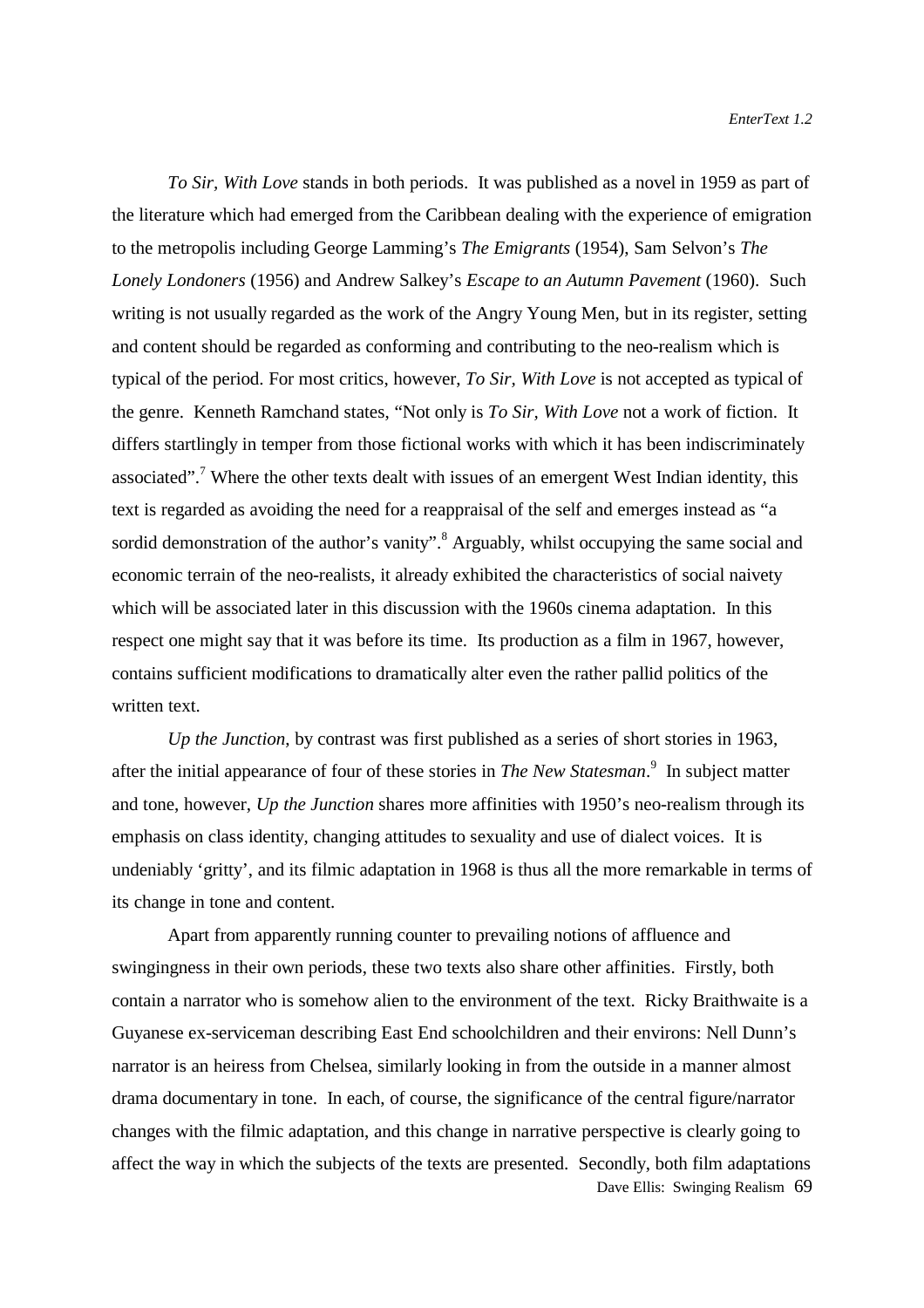*To Sir, With Love* stands in both periods. It was published as a novel in 1959 as part of the literature which had emerged from the Caribbean dealing with the experience of emigration to the metropolis including George Lamming's *The Emigrants* (1954), Sam Selvon's *The Lonely Londoners* (1956) and Andrew Salkey's *Escape to an Autumn Pavement* (1960). Such writing is not usually regarded as the work of the Angry Young Men, but in its register, setting and content should be regarded as conforming and contributing to the neo-realism which is typical of the period. For most critics, however, *To Sir, With Love* is not accepted as typical of the genre. Kenneth Ramchand states, "Not only is *To Sir, With Love* not a work of fiction. It differs startlingly in temper from those fictional works with which it has been indiscriminately associated".[7] Where the other texts dealt with issues of an emergent West Indian identity, this text is regarded as avoiding the need for a reappraisal of the self and emerges instead as "a sordid demonstration of the author's vanity".[8] Arguably, whilst occupying the same social and economic terrain of the neo-realists, it already exhibited the characteristics of social naivety which will be associated later in this discussion with the 1960s cinema adaptation. In this respect one might say that it was before its time. Its production as a film in 1967, however, contains sufficient modifications to dramatically alter even the rather pallid politics of the written text.

*Up the Junction*, by contrast was first published as a series of short stories in 1963, after the initial appearance of four of these stories in *The New Statesman*.[9] In subject matter and tone, however, *Up the Junction* shares more affinities with 1950's neo-realism through its emphasis on class identity, changing attitudes to sexuality and use of dialect voices. It is undeniably 'gritty', and its filmic adaptation in 1968 is thus all the more remarkable in terms of its change in tone and content.

Apart from apparently running counter to prevailing notions of affluence and swingingness in their own periods, these two texts also share other affinities. Firstly, both contain a narrator who is somehow alien to the environment of the text. Ricky Braithwaite is a Guyanese ex-serviceman describing East End schoolchildren and their environs: Nell Dunn's narrator is an heiress from Chelsea, similarly looking in from the outside in a manner almost drama documentary in tone. In each, of course, the significance of the central figure/narrator changes with the filmic adaptation, and this change in narrative perspective is clearly going to affect the way in which the subjects of the texts are presented. Secondly, both film adaptations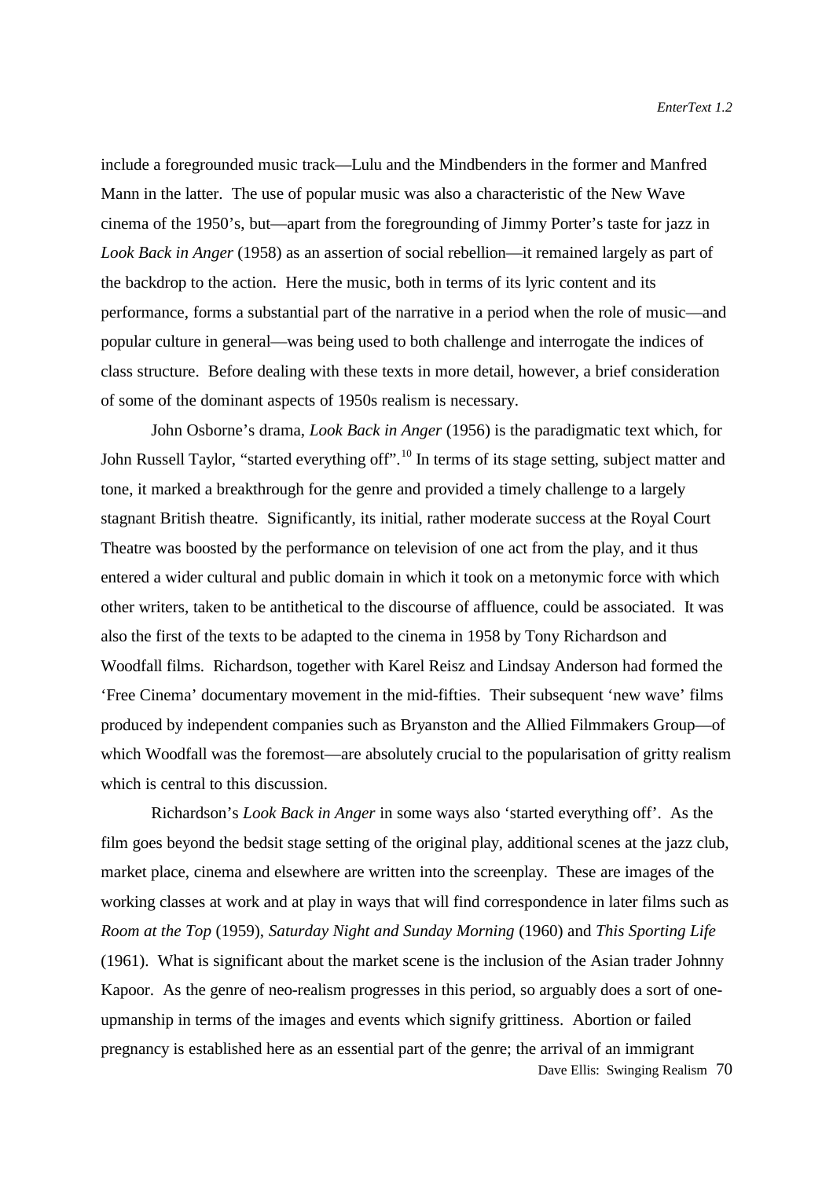include a foregrounded music track—Lulu and the Mindbenders in the former and Manfred Mann in the latter. The use of popular music was also a characteristic of the New Wave cinema of the 1950's, but—apart from the foregrounding of Jimmy Porter's taste for jazz in *Look Back in Anger* (1958) as an assertion of social rebellion—it remained largely as part of the backdrop to the action. Here the music, both in terms of its lyric content and its performance, forms a substantial part of the narrative in a period when the role of music—and popular culture in general—was being used to both challenge and interrogate the indices of class structure. Before dealing with these texts in more detail, however, a brief consideration of some of the dominant aspects of 1950s realism is necessary.

John Osborne's drama, *Look Back in Anger* (1956) is the paradigmatic text which, for John Russell Taylor, "started everything off".[10] In terms of its stage setting, subject matter and tone, it marked a breakthrough for the genre and provided a timely challenge to a largely stagnant British theatre. Significantly, its initial, rather moderate success at the Royal Court Theatre was boosted by the performance on television of one act from the play, and it thus entered a wider cultural and public domain in which it took on a metonymic force with which other writers, taken to be antithetical to the discourse of affluence, could be associated. It was also the first of the texts to be adapted to the cinema in 1958 by Tony Richardson and Woodfall films. Richardson, together with Karel Reisz and Lindsay Anderson had formed the 'Free Cinema' documentary movement in the mid-fifties. Their subsequent 'new wave' films produced by independent companies such as Bryanston and the Allied Filmmakers Group—of which Woodfall was the foremost—are absolutely crucial to the popularisation of gritty realism which is central to this discussion.

Richardson's *Look Back in Anger* in some ways also 'started everything off'. As the film goes beyond the bedsit stage setting of the original play, additional scenes at the jazz club, market place, cinema and elsewhere are written into the screenplay. These are images of the working classes at work and at play in ways that will find correspondence in later films such as *Room at the Top* (1959), *Saturday Night and Sunday Morning* (1960) and *This Sporting Life* (1961). What is significant about the market scene is the inclusion of the Asian trader Johnny Kapoor. As the genre of neo-realism progresses in this period, so arguably does a sort of one-upmanship in terms of the images and events which signify grittiness. Abortion or failed pregnancy is established here as an essential part of the genre; the arrival of an immigrant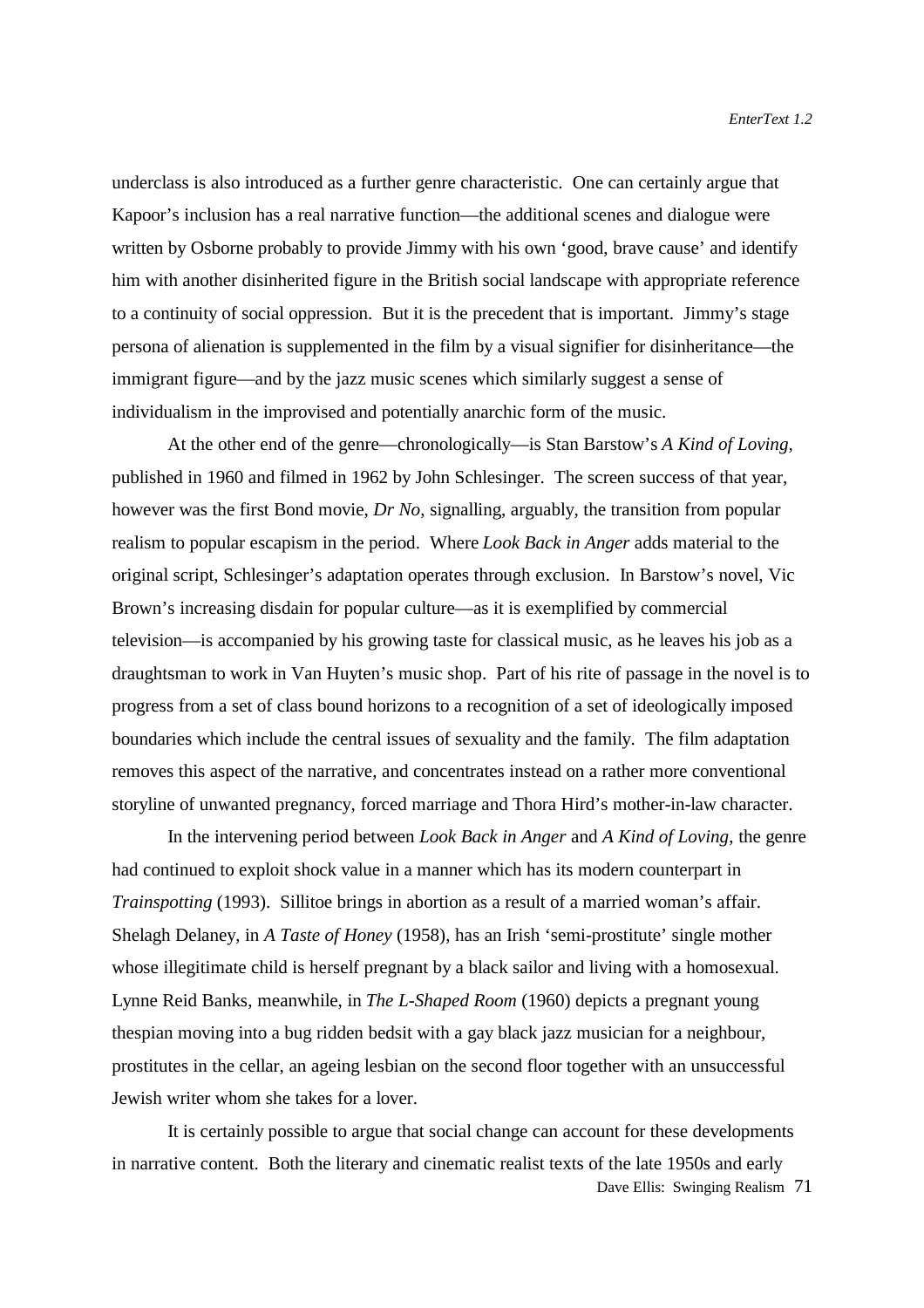underclass is also introduced as a further genre characteristic. One can certainly argue that Kapoor's inclusion has a real narrative function—the additional scenes and dialogue were written by Osborne probably to provide Jimmy with his own 'good, brave cause' and identify him with another disinherited figure in the British social landscape with appropriate reference to a continuity of social oppression. But it is the precedent that is important. Jimmy's stage persona of alienation is supplemented in the film by a visual signifier for disinheritance—the immigrant figure—and by the jazz music scenes which similarly suggest a sense of individualism in the improvised and potentially anarchic form of the music.

At the other end of the genre—chronologically—is Stan Barstow's *A Kind of Loving*, published in 1960 and filmed in 1962 by John Schlesinger. The screen success of that year, however was the first Bond movie, *Dr No*, signalling, arguably, the transition from popular realism to popular escapism in the period. Where *Look Back in Anger* adds material to the original script, Schlesinger's adaptation operates through exclusion. In Barstow's novel, Vic Brown's increasing disdain for popular culture—as it is exemplified by commercial television—is accompanied by his growing taste for classical music, as he leaves his job as a draughtsman to work in Van Huyten's music shop. Part of his rite of passage in the novel is to progress from a set of class bound horizons to a recognition of a set of ideologically imposed boundaries which include the central issues of sexuality and the family. The film adaptation removes this aspect of the narrative, and concentrates instead on a rather more conventional storyline of unwanted pregnancy, forced marriage and Thora Hird's mother-in-law character.

In the intervening period between *Look Back in Anger* and *A Kind of Loving*, the genre had continued to exploit shock value in a manner which has its modern counterpart in *Trainspotting* (1993). Sillitoe brings in abortion as a result of a married woman's affair. Shelagh Delaney, in *A Taste of Honey* (1958), has an Irish 'semi-prostitute' single mother whose illegitimate child is herself pregnant by a black sailor and living with a homosexual. Lynne Reid Banks, meanwhile, in *The L-Shaped Room* (1960) depicts a pregnant young thespian moving into a bug ridden bedsit with a gay black jazz musician for a neighbour, prostitutes in the cellar, an ageing lesbian on the second floor together with an unsuccessful Jewish writer whom she takes for a lover.

It is certainly possible to argue that social change can account for these developments in narrative content. Both the literary and cinematic realist texts of the late 1950s and early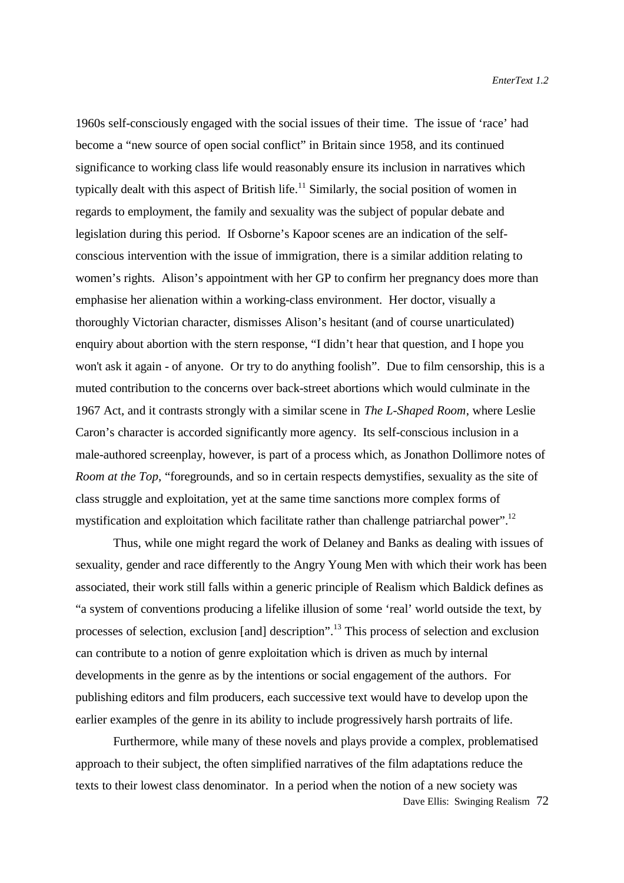1960s self-consciously engaged with the social issues of their time. The issue of 'race' had become a "new source of open social conflict" in Britain since 1958, and its continued significance to working class life would reasonably ensure its inclusion in narratives which typically dealt with this aspect of British life.[11] Similarly, the social position of women in regards to employment, the family and sexuality was the subject of popular debate and legislation during this period. If Osborne's Kapoor scenes are an indication of the self-conscious intervention with the issue of immigration, there is a similar addition relating to women's rights. Alison's appointment with her GP to confirm her pregnancy does more than emphasise her alienation within a working-class environment. Her doctor, visually a thoroughly Victorian character, dismisses Alison's hesitant (and of course unarticulated) enquiry about abortion with the stern response, "I didn't hear that question, and I hope you won't ask it again - of anyone. Or try to do anything foolish". Due to film censorship, this is a muted contribution to the concerns over back-street abortions which would culminate in the 1967 Act, and it contrasts strongly with a similar scene in *The L-Shaped Room*, where Leslie Caron's character is accorded significantly more agency. Its self-conscious inclusion in a male-authored screenplay, however, is part of a process which, as Jonathon Dollimore notes of *Room at the Top*, "foregrounds, and so in certain respects demystifies, sexuality as the site of class struggle and exploitation, yet at the same time sanctions more complex forms of mystification and exploitation which facilitate rather than challenge patriarchal power".[12]

Thus, while one might regard the work of Delaney and Banks as dealing with issues of sexuality, gender and race differently to the Angry Young Men with which their work has been associated, their work still falls within a generic principle of Realism which Baldick defines as "a system of conventions producing a lifelike illusion of some 'real' world outside the text, by processes of selection, exclusion [and] description".[13] This process of selection and exclusion can contribute to a notion of genre exploitation which is driven as much by internal developments in the genre as by the intentions or social engagement of the authors. For publishing editors and film producers, each successive text would have to develop upon the earlier examples of the genre in its ability to include progressively harsh portraits of life.

Furthermore, while many of these novels and plays provide a complex, problematised approach to their subject, the often simplified narratives of the film adaptations reduce the texts to their lowest class denominator. In a period when the notion of a new society was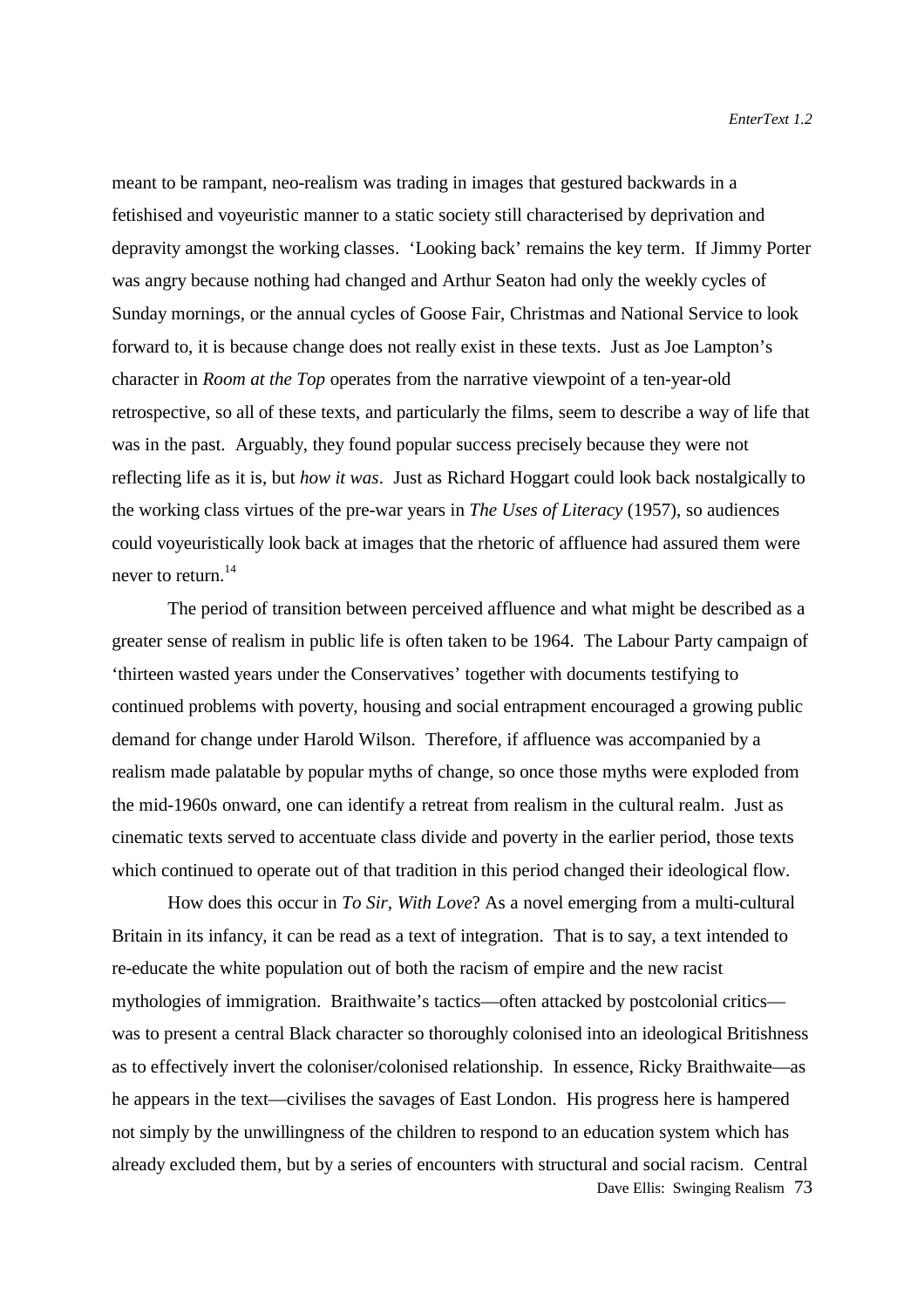meant to be rampant, neo-realism was trading in images that gestured backwards in a fetishised and voyeuristic manner to a static society still characterised by deprivation and depravity amongst the working classes. 'Looking back' remains the key term. If Jimmy Porter was angry because nothing had changed and Arthur Seaton had only the weekly cycles of Sunday mornings, or the annual cycles of Goose Fair, Christmas and National Service to look forward to, it is because change does not really exist in these texts. Just as Joe Lampton's character in *Room at the Top* operates from the narrative viewpoint of a ten-year-old retrospective, so all of these texts, and particularly the films, seem to describe a way of life that was in the past. Arguably, they found popular success precisely because they were not reflecting life as it is, but *how it was*. Just as Richard Hoggart could look back nostalgically to the working class virtues of the pre-war years in *The Uses of Literacy* (1957), so audiences could voyeuristically look back at images that the rhetoric of affluence had assured them were never to return.[14]

The period of transition between perceived affluence and what might be described as a greater sense of realism in public life is often taken to be 1964. The Labour Party campaign of 'thirteen wasted years under the Conservatives' together with documents testifying to continued problems with poverty, housing and social entrapment encouraged a growing public demand for change under Harold Wilson. Therefore, if affluence was accompanied by a realism made palatable by popular myths of change, so once those myths were exploded from the mid-1960s onward, one can identify a retreat from realism in the cultural realm. Just as cinematic texts served to accentuate class divide and poverty in the earlier period, those texts which continued to operate out of that tradition in this period changed their ideological flow.

How does this occur in *To Sir, With Love*? As a novel emerging from a multi-cultural Britain in its infancy, it can be read as a text of integration. That is to say, a text intended to re-educate the white population out of both the racism of empire and the new racist mythologies of immigration. Braithwaite's tactics—often attacked by postcolonial critics—was to present a central Black character so thoroughly colonised into an ideological Britishness as to effectively invert the coloniser/colonised relationship. In essence, Ricky Braithwaite—as he appears in the text—civilises the savages of East London. His progress here is hampered not simply by the unwillingness of the children to respond to an education system which has already excluded them, but by a series of encounters with structural and social racism. Central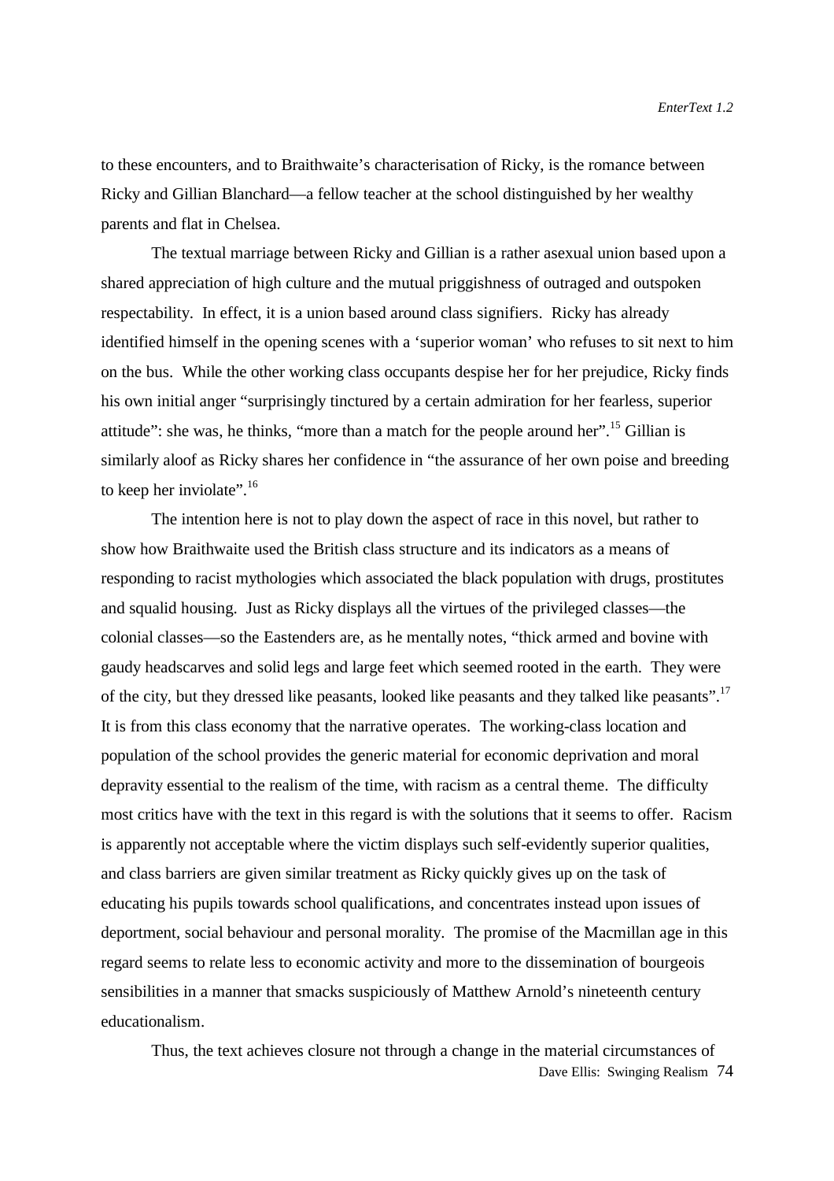to these encounters, and to Braithwaite's characterisation of Ricky, is the romance between Ricky and Gillian Blanchard—a fellow teacher at the school distinguished by her wealthy parents and flat in Chelsea.

The textual marriage between Ricky and Gillian is a rather asexual union based upon a shared appreciation of high culture and the mutual priggishness of outraged and outspoken respectability. In effect, it is a union based around class signifiers. Ricky has already identified himself in the opening scenes with a 'superior woman' who refuses to sit next to him on the bus. While the other working class occupants despise her for her prejudice, Ricky finds his own initial anger "surprisingly tinctured by a certain admiration for her fearless, superior attitude": she was, he thinks, "more than a match for the people around her".[15] Gillian is similarly aloof as Ricky shares her confidence in "the assurance of her own poise and breeding to keep her inviolate".[16]

The intention here is not to play down the aspect of race in this novel, but rather to show how Braithwaite used the British class structure and its indicators as a means of responding to racist mythologies which associated the black population with drugs, prostitutes and squalid housing. Just as Ricky displays all the virtues of the privileged classes—the colonial classes—so the Eastenders are, as he mentally notes, "thick armed and bovine with gaudy headscarves and solid legs and large feet which seemed rooted in the earth. They were of the city, but they dressed like peasants, looked like peasants and they talked like peasants".[17] It is from this class economy that the narrative operates. The working-class location and population of the school provides the generic material for economic deprivation and moral depravity essential to the realism of the time, with racism as a central theme. The difficulty most critics have with the text in this regard is with the solutions that it seems to offer. Racism is apparently not acceptable where the victim displays such self-evidently superior qualities, and class barriers are given similar treatment as Ricky quickly gives up on the task of educating his pupils towards school qualifications, and concentrates instead upon issues of deportment, social behaviour and personal morality. The promise of the Macmillan age in this regard seems to relate less to economic activity and more to the dissemination of bourgeois sensibilities in a manner that smacks suspiciously of Matthew Arnold's nineteenth century educationalism.

Thus, the text achieves closure not through a change in the material circumstances of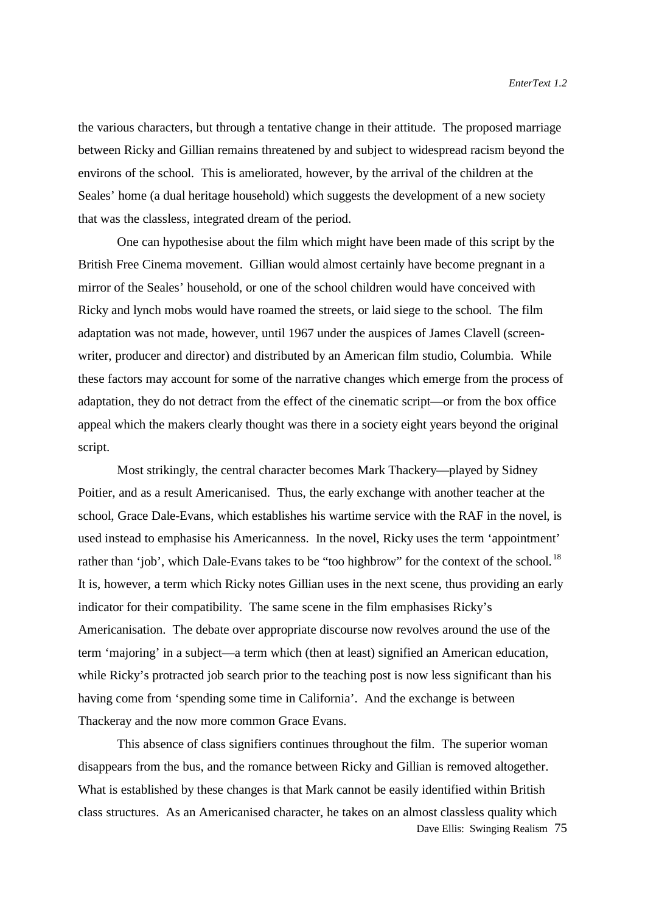the various characters, but through a tentative change in their attitude. The proposed marriage between Ricky and Gillian remains threatened by and subject to widespread racism beyond the environs of the school. This is ameliorated, however, by the arrival of the children at the Seales' home (a dual heritage household) which suggests the development of a new society that was the classless, integrated dream of the period.

One can hypothesise about the film which might have been made of this script by the British Free Cinema movement. Gillian would almost certainly have become pregnant in a mirror of the Seales' household, or one of the school children would have conceived with Ricky and lynch mobs would have roamed the streets, or laid siege to the school. The film adaptation was not made, however, until 1967 under the auspices of James Clavell (screen-writer, producer and director) and distributed by an American film studio, Columbia. While these factors may account for some of the narrative changes which emerge from the process of adaptation, they do not detract from the effect of the cinematic script—or from the box office appeal which the makers clearly thought was there in a society eight years beyond the original script.

Most strikingly, the central character becomes Mark Thackery—played by Sidney Poitier, and as a result Americanised. Thus, the early exchange with another teacher at the school, Grace Dale-Evans, which establishes his wartime service with the RAF in the novel, is used instead to emphasise his Americanness. In the novel, Ricky uses the term 'appointment' rather than 'job', which Dale-Evans takes to be "too highbrow" for the context of the school.[18] It is, however, a term which Ricky notes Gillian uses in the next scene, thus providing an early indicator for their compatibility. The same scene in the film emphasises Ricky's Americanisation. The debate over appropriate discourse now revolves around the use of the term 'majoring' in a subject—a term which (then at least) signified an American education, while Ricky's protracted job search prior to the teaching post is now less significant than his having come from 'spending some time in California'. And the exchange is between Thackeray and the now more common Grace Evans.

This absence of class signifiers continues throughout the film. The superior woman disappears from the bus, and the romance between Ricky and Gillian is removed altogether. What is established by these changes is that Mark cannot be easily identified within British class structures. As an Americanised character, he takes on an almost classless quality which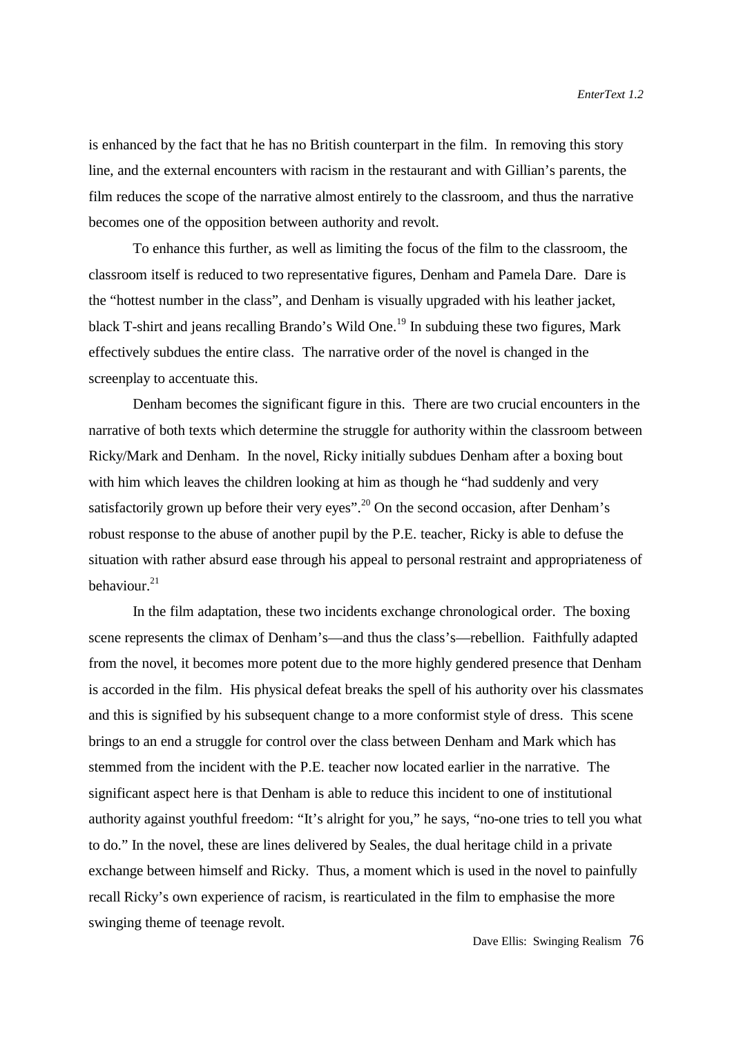is enhanced by the fact that he has no British counterpart in the film. In removing this story line, and the external encounters with racism in the restaurant and with Gillian's parents, the film reduces the scope of the narrative almost entirely to the classroom, and thus the narrative becomes one of the opposition between authority and revolt.

To enhance this further, as well as limiting the focus of the film to the classroom, the classroom itself is reduced to two representative figures, Denham and Pamela Dare. Dare is the "hottest number in the class", and Denham is visually upgraded with his leather jacket, black T-shirt and jeans recalling Brando's Wild One.[19] In subduing these two figures, Mark effectively subdues the entire class. The narrative order of the novel is changed in the screenplay to accentuate this.

Denham becomes the significant figure in this. There are two crucial encounters in the narrative of both texts which determine the struggle for authority within the classroom between Ricky/Mark and Denham. In the novel, Ricky initially subdues Denham after a boxing bout with him which leaves the children looking at him as though he "had suddenly and very satisfactorily grown up before their very eyes".[20] On the second occasion, after Denham's robust response to the abuse of another pupil by the P.E. teacher, Ricky is able to defuse the situation with rather absurd ease through his appeal to personal restraint and appropriateness of behaviour.[21]

In the film adaptation, these two incidents exchange chronological order. The boxing scene represents the climax of Denham's—and thus the class's—rebellion. Faithfully adapted from the novel, it becomes more potent due to the more highly gendered presence that Denham is accorded in the film. His physical defeat breaks the spell of his authority over his classmates and this is signified by his subsequent change to a more conformist style of dress. This scene brings to an end a struggle for control over the class between Denham and Mark which has stemmed from the incident with the P.E. teacher now located earlier in the narrative. The significant aspect here is that Denham is able to reduce this incident to one of institutional authority against youthful freedom: "It's alright for you," he says, "no-one tries to tell you what to do." In the novel, these are lines delivered by Seales, the dual heritage child in a private exchange between himself and Ricky. Thus, a moment which is used in the novel to painfully recall Ricky's own experience of racism, is rearticulated in the film to emphasise the more swinging theme of teenage revolt.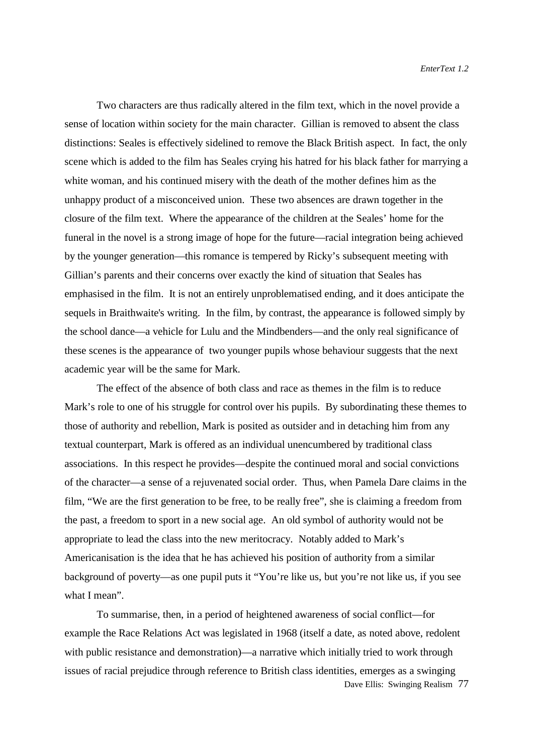Two characters are thus radically altered in the film text, which in the novel provide a sense of location within society for the main character. Gillian is removed to absent the class distinctions: Seales is effectively sidelined to remove the Black British aspect. In fact, the only scene which is added to the film has Seales crying his hatred for his black father for marrying a white woman, and his continued misery with the death of the mother defines him as the unhappy product of a misconceived union. These two absences are drawn together in the closure of the film text. Where the appearance of the children at the Seales' home for the funeral in the novel is a strong image of hope for the future—racial integration being achieved by the younger generation—this romance is tempered by Ricky's subsequent meeting with Gillian's parents and their concerns over exactly the kind of situation that Seales has emphasised in the film. It is not an entirely unproblematised ending, and it does anticipate the sequels in Braithwaite's writing. In the film, by contrast, the appearance is followed simply by the school dance—a vehicle for Lulu and the Mindbenders—and the only real significance of these scenes is the appearance of two younger pupils whose behaviour suggests that the next academic year will be the same for Mark.

The effect of the absence of both class and race as themes in the film is to reduce Mark's role to one of his struggle for control over his pupils. By subordinating these themes to those of authority and rebellion, Mark is posited as outsider and in detaching him from any textual counterpart, Mark is offered as an individual unencumbered by traditional class associations. In this respect he provides—despite the continued moral and social convictions of the character—a sense of a rejuvenated social order. Thus, when Pamela Dare claims in the film, "We are the first generation to be free, to be really free", she is claiming a freedom from the past, a freedom to sport in a new social age. An old symbol of authority would not be appropriate to lead the class into the new meritocracy. Notably added to Mark's Americanisation is the idea that he has achieved his position of authority from a similar background of poverty—as one pupil puts it "You're like us, but you're not like us, if you see what I mean".

To summarise, then, in a period of heightened awareness of social conflict—for example the Race Relations Act was legislated in 1968 (itself a date, as noted above, redolent with public resistance and demonstration)—a narrative which initially tried to work through issues of racial prejudice through reference to British class identities, emerges as a swinging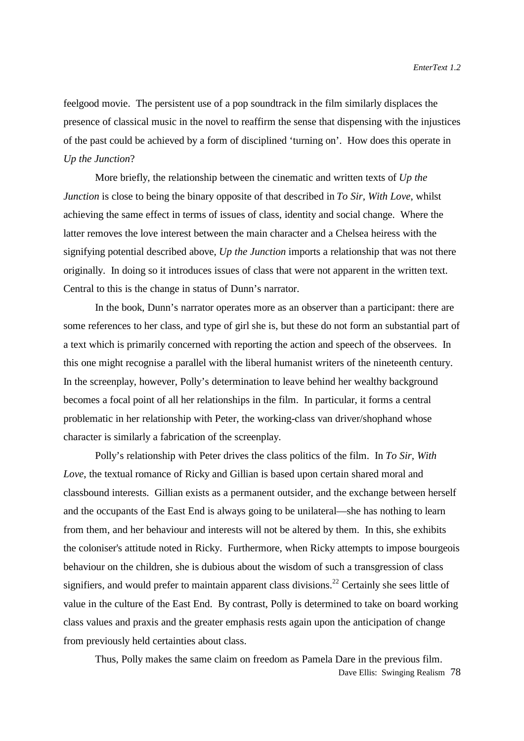feelgood movie. The persistent use of a pop soundtrack in the film similarly displaces the presence of classical music in the novel to reaffirm the sense that dispensing with the injustices of the past could be achieved by a form of disciplined 'turning on'. How does this operate in *Up the Junction*?

More briefly, the relationship between the cinematic and written texts of *Up the Junction* is close to being the binary opposite of that described in *To Sir, With Love*, whilst achieving the same effect in terms of issues of class, identity and social change. Where the latter removes the love interest between the main character and a Chelsea heiress with the signifying potential described above, *Up the Junction* imports a relationship that was not there originally. In doing so it introduces issues of class that were not apparent in the written text. Central to this is the change in status of Dunn's narrator.

In the book, Dunn's narrator operates more as an observer than a participant: there are some references to her class, and type of girl she is, but these do not form an substantial part of a text which is primarily concerned with reporting the action and speech of the observees. In this one might recognise a parallel with the liberal humanist writers of the nineteenth century. In the screenplay, however, Polly's determination to leave behind her wealthy background becomes a focal point of all her relationships in the film. In particular, it forms a central problematic in her relationship with Peter, the working-class van driver/shophand whose character is similarly a fabrication of the screenplay.

Polly's relationship with Peter drives the class politics of the film. In *To Sir, With Love*, the textual romance of Ricky and Gillian is based upon certain shared moral and classbound interests. Gillian exists as a permanent outsider, and the exchange between herself and the occupants of the East End is always going to be unilateral—she has nothing to learn from them, and her behaviour and interests will not be altered by them. In this, she exhibits the coloniser's attitude noted in Ricky. Furthermore, when Ricky attempts to impose bourgeois behaviour on the children, she is dubious about the wisdom of such a transgression of class signifiers, and would prefer to maintain apparent class divisions.[22] Certainly she sees little of value in the culture of the East End. By contrast, Polly is determined to take on board working class values and praxis and the greater emphasis rests again upon the anticipation of change from previously held certainties about class.

Thus, Polly makes the same claim on freedom as Pamela Dare in the previous film.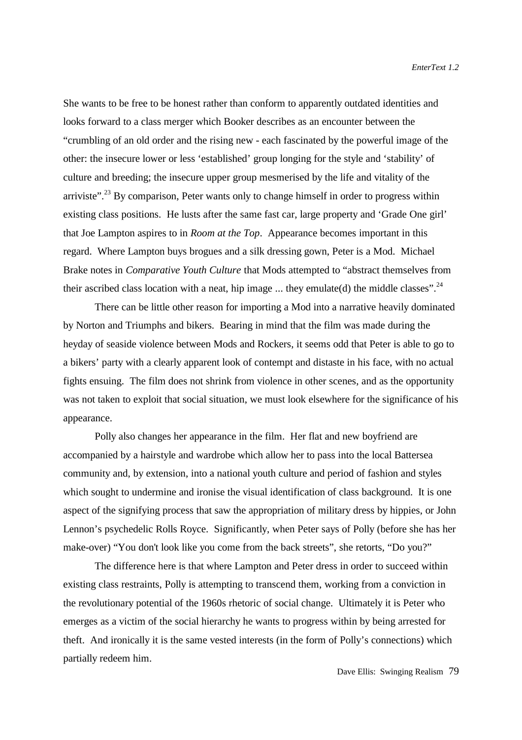She wants to be free to be honest rather than conform to apparently outdated identities and looks forward to a class merger which Booker describes as an encounter between the "crumbling of an old order and the rising new - each fascinated by the powerful image of the other: the insecure lower or less 'established' group longing for the style and 'stability' of culture and breeding; the insecure upper group mesmerised by the life and vitality of the arriviste".[23] By comparison, Peter wants only to change himself in order to progress within existing class positions. He lusts after the same fast car, large property and 'Grade One girl' that Joe Lampton aspires to in *Room at the Top*. Appearance becomes important in this regard. Where Lampton buys brogues and a silk dressing gown, Peter is a Mod. Michael Brake notes in *Comparative Youth Culture* that Mods attempted to "abstract themselves from their ascribed class location with a neat, hip image ... they emulate(d) the middle classes".[24]

There can be little other reason for importing a Mod into a narrative heavily dominated by Norton and Triumphs and bikers. Bearing in mind that the film was made during the heyday of seaside violence between Mods and Rockers, it seems odd that Peter is able to go to a bikers' party with a clearly apparent look of contempt and distaste in his face, with no actual fights ensuing. The film does not shrink from violence in other scenes, and as the opportunity was not taken to exploit that social situation, we must look elsewhere for the significance of his appearance.

Polly also changes her appearance in the film. Her flat and new boyfriend are accompanied by a hairstyle and wardrobe which allow her to pass into the local Battersea community and, by extension, into a national youth culture and period of fashion and styles which sought to undermine and ironise the visual identification of class background. It is one aspect of the signifying process that saw the appropriation of military dress by hippies, or John Lennon's psychedelic Rolls Royce. Significantly, when Peter says of Polly (before she has her make-over) "You don't look like you come from the back streets", she retorts, "Do you?"

The difference here is that where Lampton and Peter dress in order to succeed within existing class restraints, Polly is attempting to transcend them, working from a conviction in the revolutionary potential of the 1960s rhetoric of social change. Ultimately it is Peter who emerges as a victim of the social hierarchy he wants to progress within by being arrested for theft. And ironically it is the same vested interests (in the form of Polly's connections) which partially redeem him.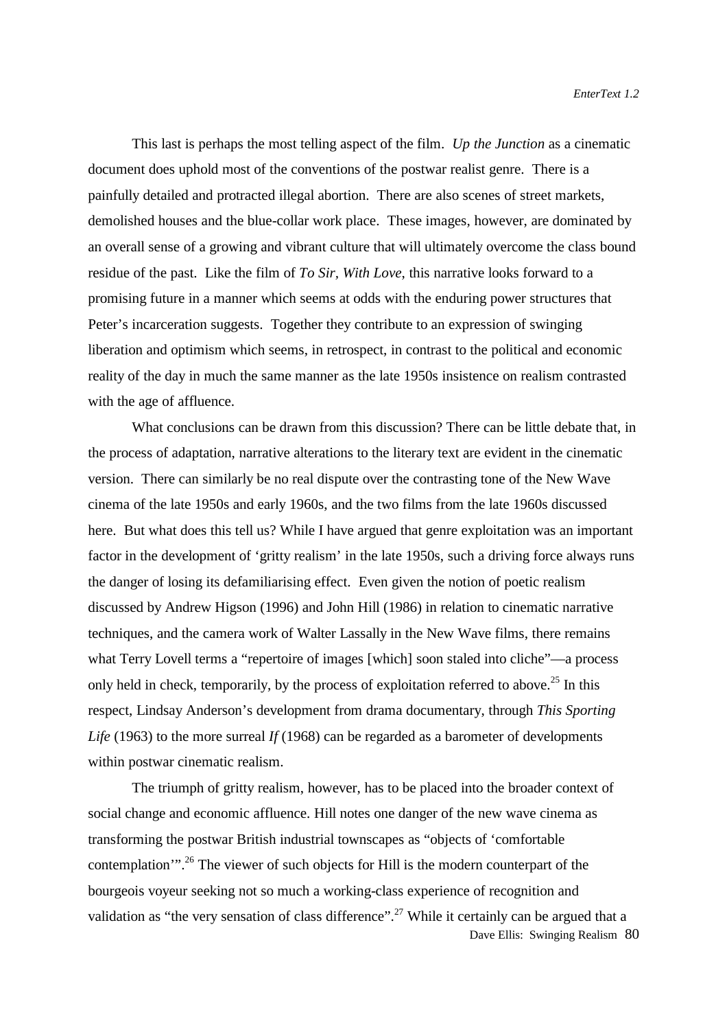This last is perhaps the most telling aspect of the film. *Up the Junction* as a cinematic document does uphold most of the conventions of the postwar realist genre. There is a painfully detailed and protracted illegal abortion. There are also scenes of street markets, demolished houses and the blue-collar work place. These images, however, are dominated by an overall sense of a growing and vibrant culture that will ultimately overcome the class bound residue of the past. Like the film of *To Sir, With Love*, this narrative looks forward to a promising future in a manner which seems at odds with the enduring power structures that Peter's incarceration suggests. Together they contribute to an expression of swinging liberation and optimism which seems, in retrospect, in contrast to the political and economic reality of the day in much the same manner as the late 1950s insistence on realism contrasted with the age of affluence.

What conclusions can be drawn from this discussion? There can be little debate that, in the process of adaptation, narrative alterations to the literary text are evident in the cinematic version. There can similarly be no real dispute over the contrasting tone of the New Wave cinema of the late 1950s and early 1960s, and the two films from the late 1960s discussed here. But what does this tell us? While I have argued that genre exploitation was an important factor in the development of 'gritty realism' in the late 1950s, such a driving force always runs the danger of losing its defamiliarising effect. Even given the notion of poetic realism discussed by Andrew Higson (1996) and John Hill (1986) in relation to cinematic narrative techniques, and the camera work of Walter Lassally in the New Wave films, there remains what Terry Lovell terms a "repertoire of images [which] soon staled into cliche"—a process only held in check, temporarily, by the process of exploitation referred to above.[25] In this respect, Lindsay Anderson's development from drama documentary, through *This Sporting Life* (1963) to the more surreal *If* (1968) can be regarded as a barometer of developments within postwar cinematic realism.

The triumph of gritty realism, however, has to be placed into the broader context of social change and economic affluence. Hill notes one danger of the new wave cinema as transforming the postwar British industrial townscapes as "objects of 'comfortable contemplation'".[26] The viewer of such objects for Hill is the modern counterpart of the bourgeois voyeur seeking not so much a working-class experience of recognition and validation as "the very sensation of class difference".[27] While it certainly can be argued that a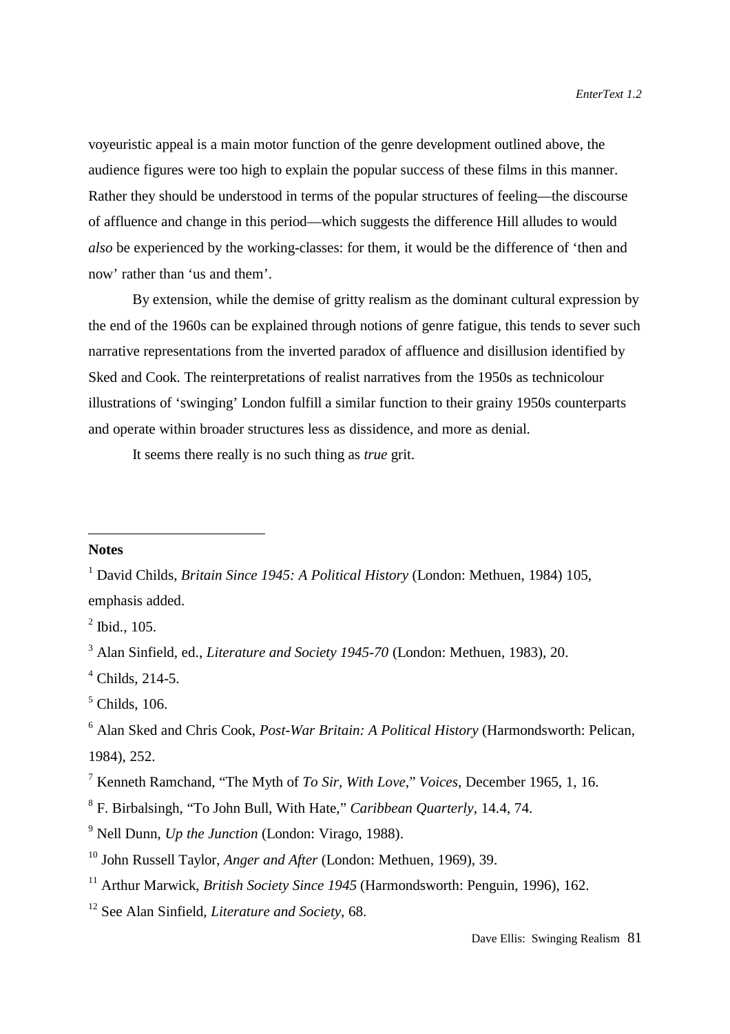voyeuristic appeal is a main motor function of the genre development outlined above, the audience figures were too high to explain the popular success of these films in this manner. Rather they should be understood in terms of the popular structures of feeling—the discourse of affluence and change in this period—which suggests the difference Hill alludes to would *also* be experienced by the working-classes: for them, it would be the difference of 'then and now' rather than 'us and them'.

By extension, while the demise of gritty realism as the dominant cultural expression by the end of the 1960s can be explained through notions of genre fatigue, this tends to sever such narrative representations from the inverted paradox of affluence and disillusion identified by Sked and Cook. The reinterpretations of realist narratives from the 1950s as technicolour illustrations of 'swinging' London fulfill a similar function to their grainy 1950s counterparts and operate within broader structures less as dissidence, and more as denial.

It seems there really is no such thing as *true* grit.

---

**Notes**

[1] David Childs, *Britain Since 1945: A Political History* (London: Methuen, 1984) 105, emphasis added.

[2] Ibid., 105.

[3] Alan Sinfield, ed., *Literature and Society 1945-70* (London: Methuen, 1983), 20.

[4] Childs, 214-5.

[5] Childs, 106.

[6] Alan Sked and Chris Cook, *Post-War Britain: A Political History* (Harmondsworth: Pelican, 1984), 252.

[7] Kenneth Ramchand, "The Myth of *To Sir, With Love*," *Voices*, December 1965, 1, 16.

[8] F. Birbalsingh, "To John Bull, With Hate," *Caribbean Quarterly*, 14.4, 74.

[9] Nell Dunn, *Up the Junction* (London: Virago, 1988).

[10] John Russell Taylor, *Anger and After* (London: Methuen, 1969), 39.

[11] Arthur Marwick, *British Society Since 1945* (Harmondsworth: Penguin, 1996), 162.

[12] See Alan Sinfield, *Literature and Society*, 68.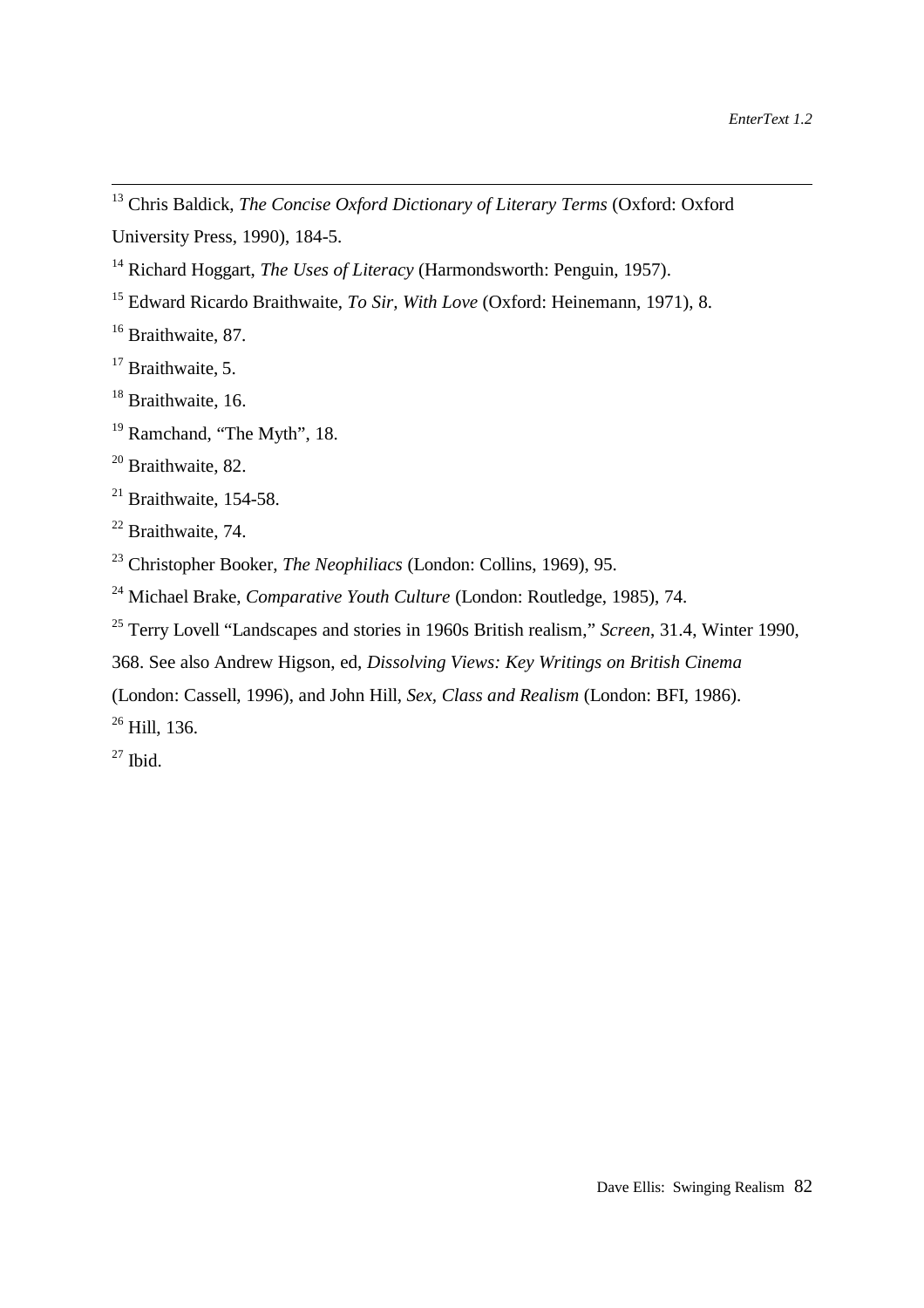[13] Chris Baldick, *The Concise Oxford Dictionary of Literary Terms* (Oxford: Oxford University Press, 1990), 184-5.

[14] Richard Hoggart, *The Uses of Literacy* (Harmondsworth: Penguin, 1957).

[15] Edward Ricardo Braithwaite, *To Sir, With Love* (Oxford: Heinemann, 1971), 8.

[16] Braithwaite, 87.

[17] Braithwaite, 5.

[18] Braithwaite, 16.

[19] Ramchand, "The Myth", 18.

[20] Braithwaite, 82.

[21] Braithwaite, 154-58.

[22] Braithwaite, 74.

[23] Christopher Booker, *The Neophiliacs* (London: Collins, 1969), 95.

[24] Michael Brake, *Comparative Youth Culture* (London: Routledge, 1985), 74.

[25] Terry Lovell "Landscapes and stories in 1960s British realism," *Screen*, 31.4, Winter 1990, 368. See also Andrew Higson, ed, *Dissolving Views: Key Writings on British Cinema* (London: Cassell, 1996), and John Hill, *Sex, Class and Realism* (London: BFI, 1986).

[26] Hill, 136.

[27] Ibid.